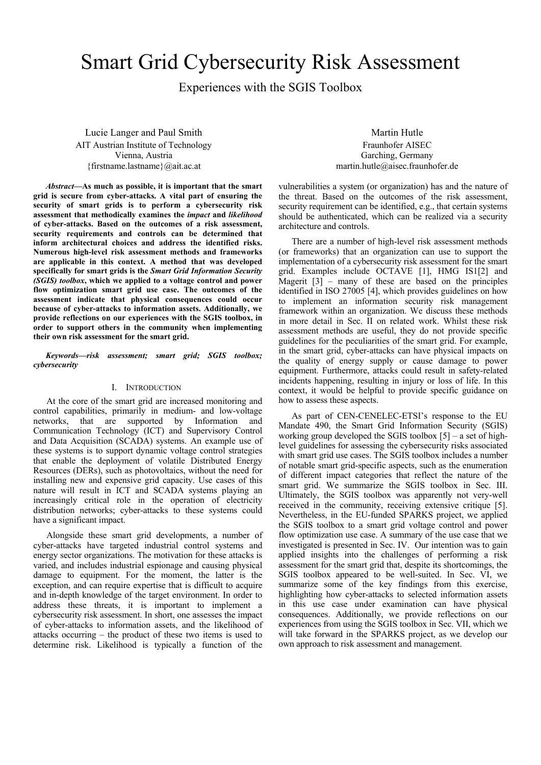# Smart Grid Cybersecurity Risk Assessment

Experiences with the SGIS Toolbox

Lucie Langer and Paul Smith
AIT Austrian Institute of Technology
Vienna, Austria
{firstname.lastname}@ait.ac.at

Martin Hutle
Fraunhofer AISEC
Garching, Germany
martin.hutle@aisec.fraunhofer.de

***Abstract*—As much as possible, it is important that the smart grid is secure from cyber-attacks. A vital part of ensuring the security of smart grids is to perform a cybersecurity risk assessment that methodically examines the *impact* and *likelihood* of cyber-attacks. Based on the outcomes of a risk assessment, security requirements and controls can be determined that inform architectural choices and address the identified risks. Numerous high-level risk assessment methods and frameworks are applicable in this context. A method that was developed specifically for smart grids is the *Smart Grid Information Security (SGIS) toolbox*, which we applied to a voltage control and power flow optimization smart grid use case. The outcomes of the assessment indicate that physical consequences could occur because of cyber-attacks to information assets. Additionally, we provide reflections on our experiences with the SGIS toolbox, in order to support others in the community when implementing their own risk assessment for the smart grid.**

***Keywords—risk assessment; smart grid; SGIS toolbox; cybersecurity***

## I. Introduction

At the core of the smart grid are increased monitoring and control capabilities, primarily in medium- and low-voltage networks, that are supported by Information and Communication Technology (ICT) and Supervisory Control and Data Acquisition (SCADA) systems. An example use of these systems is to support dynamic voltage control strategies that enable the deployment of volatile Distributed Energy Resources (DERs), such as photovoltaics, without the need for installing new and expensive grid capacity. Use cases of this nature will result in ICT and SCADA systems playing an increasingly critical role in the operation of electricity distribution networks; cyber-attacks to these systems could have a significant impact.

Alongside these smart grid developments, a number of cyber-attacks have targeted industrial control systems and energy sector organizations. The motivation for these attacks is varied, and includes industrial espionage and causing physical damage to equipment. For the moment, the latter is the exception, and can require expertise that is difficult to acquire and in-depth knowledge of the target environment. In order to address these threats, it is important to implement a cybersecurity risk assessment. In short, one assesses the impact of cyber-attacks to information assets, and the likelihood of attacks occurring – the product of these two items is used to determine risk. Likelihood is typically a function of the vulnerabilities a system (or organization) has and the nature of the threat. Based on the outcomes of the risk assessment, security requirement can be identified, e.g., that certain systems should be authenticated, which can be realized via a security architecture and controls.

There are a number of high-level risk assessment methods (or frameworks) that an organization can use to support the implementation of a cybersecurity risk assessment for the smart grid. Examples include OCTAVE [1], HMG IS1[2] and Magerit [3] – many of these are based on the principles identified in ISO 27005 [4], which provides guidelines on how to implement an information security risk management framework within an organization. We discuss these methods in more detail in Sec. II on related work. Whilst these risk assessment methods are useful, they do not provide specific guidelines for the peculiarities of the smart grid. For example, in the smart grid, cyber-attacks can have physical impacts on the quality of energy supply or cause damage to power equipment. Furthermore, attacks could result in safety-related incidents happening, resulting in injury or loss of life. In this context, it would be helpful to provide specific guidance on how to assess these aspects.

As part of CEN-CENELEC-ETSI's response to the EU Mandate 490, the Smart Grid Information Security (SGIS) working group developed the SGIS toolbox [5] – a set of high-level guidelines for assessing the cybersecurity risks associated with smart grid use cases. The SGIS toolbox includes a number of notable smart grid-specific aspects, such as the enumeration of different impact categories that reflect the nature of the smart grid. We summarize the SGIS toolbox in Sec. III. Ultimately, the SGIS toolbox was apparently not very-well received in the community, receiving extensive critique [5]. Nevertheless, in the EU-funded SPARKS project, we applied the SGIS toolbox to a smart grid voltage control and power flow optimization use case. A summary of the use case that we investigated is presented in Sec. IV. Our intention was to gain applied insights into the challenges of performing a risk assessment for the smart grid that, despite its shortcomings, the SGIS toolbox appeared to be well-suited. In Sec. VI, we summarize some of the key findings from this exercise, highlighting how cyber-attacks to selected information assets in this use case under examination can have physical consequences. Additionally, we provide reflections on our experiences from using the SGIS toolbox in Sec. VII, which we will take forward in the SPARKS project, as we develop our own approach to risk assessment and management.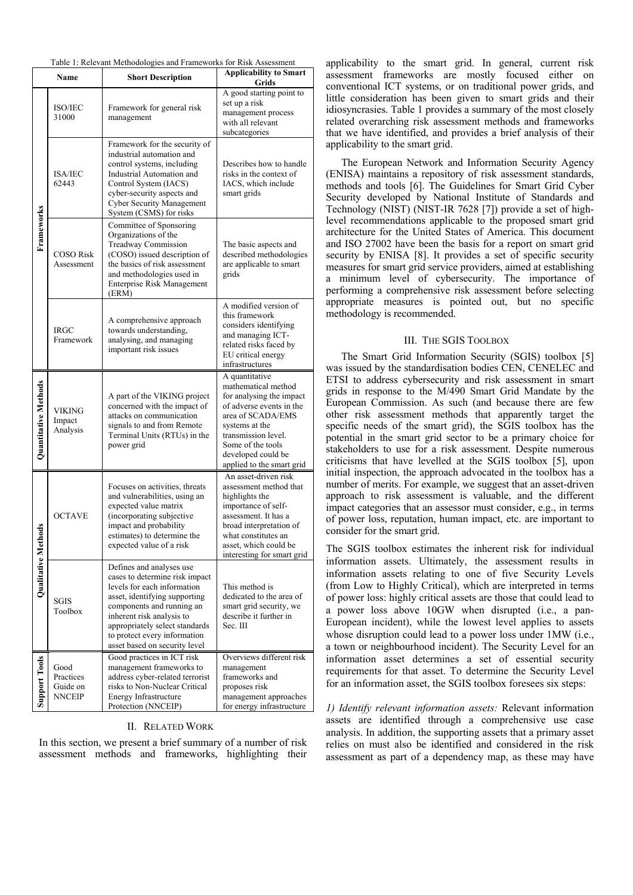Table 1: Relevant Methodologies and Frameworks for Risk Assessment

| | Name | Short Description | Applicability to Smart Grids |
|---|---|---|---|
| Frameworks | ISO/IEC 31000 | Framework for general risk management | A good starting point to set up a risk management process with all relevant subcategories |
| | ISA/IEC 62443 | Framework for the security of industrial automation and control systems, including Industrial Automation and Control System (IACS) cyber-security aspects and Cyber Security Management System (CSMS) for risks | Describes how to handle risks in the context of IACS, which include smart grids |
| | COSO Risk Assessment | Committee of Sponsoring Organizations of the Treadway Commission (COSO) issued description of the basics of risk assessment and methodologies used in Enterprise Risk Management (ERM) | The basic aspects and described methodologies are applicable to smart grids |
| | IRGC Framework | A comprehensive approach towards understanding, analysing, and managing important risk issues | A modified version of this framework considers identifying and managing ICT-related risks faced by EU critical energy infrastructures |
| Quantitative Methods | VIKING Impact Analysis | A part of the VIKING project concerned with the impact of attacks on communication signals to and from Remote Terminal Units (RTUs) in the power grid | A quantitative mathematical method for analysing the impact of adverse events in the area of SCADA/EMS systems at the transmission level. Some of the tools developed could be applied to the smart grid |
| Qualitative Methods | OCTAVE | Focuses on activities, threats and vulnerabilities, using an expected value matrix (incorporating subjective impact and probability estimates) to determine the expected value of a risk | An asset-driven risk assessment method that highlights the importance of self-assessment. It has a broad interpretation of what constitutes an asset, which could be interesting for smart grid |
| | SGIS Toolbox | Defines and analyses use cases to determine risk impact levels for each information asset, identifying supporting components and running an inherent risk analysis to appropriately select standards to protect every information asset based on security level | This method is dedicated to the area of smart grid security, we describe it further in Sec. III |
| Support Tools | Good Practices Guide on NNCEIP | Good practices in ICT risk management frameworks to address cyber-related terrorist risks to Non-Nuclear Critical Energy Infrastructure Protection (NNCEIP) | Overviews different risk management frameworks and proposes risk management approaches for energy infrastructure |

## II. Related Work

In this section, we present a brief summary of a number of risk assessment methods and frameworks, highlighting their applicability to the smart grid. In general, current risk assessment frameworks are mostly focused either on conventional ICT systems, or on traditional power grids, and little consideration has been given to smart grids and their idiosyncrasies. Table 1 provides a summary of the most closely related overarching risk assessment methods and frameworks that we have identified, and provides a brief analysis of their applicability to the smart grid.

The European Network and Information Security Agency (ENISA) maintains a repository of risk assessment standards, methods and tools [6]. The Guidelines for Smart Grid Cyber Security developed by National Institute of Standards and Technology (NIST) (NIST-IR 7628 [7]) provide a set of high-level recommendations applicable to the proposed smart grid architecture for the United States of America. This document and ISO 27002 have been the basis for a report on smart grid security by ENISA [8]. It provides a set of specific security measures for smart grid service providers, aimed at establishing a minimum level of cybersecurity. The importance of performing a comprehensive risk assessment before selecting appropriate measures is pointed out, but no specific methodology is recommended.

## III. The SGIS Toolbox

The Smart Grid Information Security (SGIS) toolbox [5] was issued by the standardisation bodies CEN, CENELEC and ETSI to address cybersecurity and risk assessment in smart grids in response to the M/490 Smart Grid Mandate by the European Commission. As such (and because there are few other risk assessment methods that apparently target the specific needs of the smart grid), the SGIS toolbox has the potential in the smart grid sector to be a primary choice for stakeholders to use for a risk assessment. Despite numerous criticisms that have levelled at the SGIS toolbox [5], upon initial inspection, the approach advocated in the toolbox has a number of merits. For example, we suggest that an asset-driven approach to risk assessment is valuable, and the different impact categories that an assessor must consider, e.g., in terms of power loss, reputation, human impact, etc. are important to consider for the smart grid.

The SGIS toolbox estimates the inherent risk for individual information assets. Ultimately, the assessment results in information assets relating to one of five Security Levels (from Low to Highly Critical), which are interpreted in terms of power loss: highly critical assets are those that could lead to a power loss above 10GW when disrupted (i.e., a pan-European incident), while the lowest level applies to assets whose disruption could lead to a power loss under 1MW (i.e., a town or neighbourhood incident). The Security Level for an information asset determines a set of essential security requirements for that asset. To determine the Security Level for an information asset, the SGIS toolbox foresees six steps:

*1) Identify relevant information assets:* Relevant information assets are identified through a comprehensive use case analysis. In addition, the supporting assets that a primary asset relies on must also be identified and considered in the risk assessment as part of a dependency map, as these may have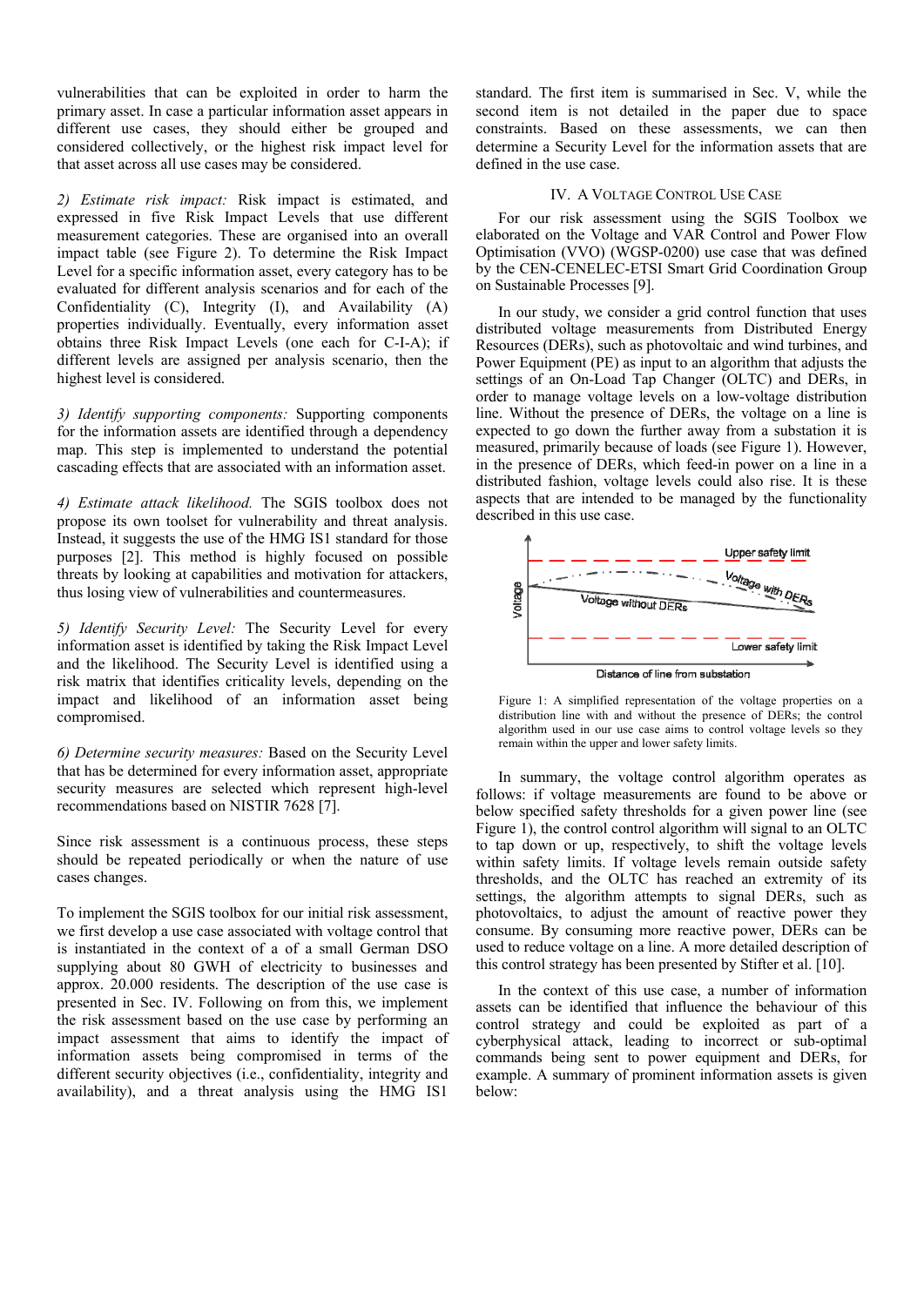vulnerabilities that can be exploited in order to harm the primary asset. In case a particular information asset appears in different use cases, they should either be grouped and considered collectively, or the highest risk impact level for that asset across all use cases may be considered.

*2) Estimate risk impact:* Risk impact is estimated, and expressed in five Risk Impact Levels that use different measurement categories. These are organised into an overall impact table (see Figure 2). To determine the Risk Impact Level for a specific information asset, every category has to be evaluated for different analysis scenarios and for each of the Confidentiality (C), Integrity (I), and Availability (A) properties individually. Eventually, every information asset obtains three Risk Impact Levels (one each for C-I-A); if different levels are assigned per analysis scenario, then the highest level is considered.

*3) Identify supporting components:* Supporting components for the information assets are identified through a dependency map. This step is implemented to understand the potential cascading effects that are associated with an information asset.

*4) Estimate attack likelihood.* The SGIS toolbox does not propose its own toolset for vulnerability and threat analysis. Instead, it suggests the use of the HMG IS1 standard for those purposes [2]. This method is highly focused on possible threats by looking at capabilities and motivation for attackers, thus losing view of vulnerabilities and countermeasures.

*5) Identify Security Level:* The Security Level for every information asset is identified by taking the Risk Impact Level and the likelihood. The Security Level is identified using a risk matrix that identifies criticality levels, depending on the impact and likelihood of an information asset being compromised.

*6) Determine security measures:* Based on the Security Level that has been determined for every information asset, appropriate security measures are selected which represent high-level recommendations based on NISTIR 7628 [7].

Since risk assessment is a continuous process, these steps should be repeated periodically or when the nature of use cases changes.

To implement the SGIS toolbox for our initial risk assessment, we first develop a use case associated with voltage control that is instantiated in the context of a of a small German DSO supplying about 80 GWH of electricity to businesses and approx. 20.000 residents. The description of the use case is presented in Sec. IV. Following on from this, we implement the risk assessment based on the use case by performing an impact assessment that aims to identify the impact of information assets being compromised in terms of the different security objectives (i.e., confidentiality, integrity and availability), and a threat analysis using the HMG IS1 standard. The first item is summarised in Sec. V, while the second item is not detailed in the paper due to space constraints. Based on these assessments, we can then determine a Security Level for the information assets that are defined in the use case.

## IV. A VOLTAGE CONTROL USE CASE

For our risk assessment using the SGIS Toolbox we elaborated on the Voltage and VAR Control and Power Flow Optimisation (VVO) (WGSP-0200) use case that was defined by the CEN-CENELEC-ETSI Smart Grid Coordination Group on Sustainable Processes [9].

In our study, we consider a grid control function that uses distributed voltage measurements from Distributed Energy Resources (DERs), such as photovoltaic and wind turbines, and Power Equipment (PE) as input to an algorithm that adjusts the settings of an On-Load Tap Changer (OLTC) and DERs, in order to manage voltage levels on a low-voltage distribution line. Without the presence of DERs, the voltage on a line is expected to go down the further away from a substation it is measured, primarily because of loads (see Figure 1). However, in the presence of DERs, which feed-in power on a line in a distributed fashion, voltage levels could also rise. It is these aspects that are intended to be managed by the functionality described in this use case.

Figure 1: A simplified representation of the voltage properties on a distribution line with and without the presence of DERs; the control algorithm used in our use case aims to control voltage levels so they remain within the upper and lower safety limits.

In summary, the voltage control algorithm operates as follows: if voltage measurements are found to be above or below specified safety thresholds for a given power line (see Figure 1), the control control algorithm will signal to an OLTC to tap down or up, respectively, to shift the voltage levels within safety limits. If voltage levels remain outside safety thresholds, and the OLTC has reached an extremity of its settings, the algorithm attempts to signal DERs, such as photovoltaics, to adjust the amount of reactive power they consume. By consuming more reactive power, DERs can be used to reduce voltage on a line. A more detailed description of this control strategy has been presented by Stifter et al. [10].

In the context of this use case, a number of information assets can be identified that influence the behaviour of this control strategy and could be exploited as part of a cyberphysical attack, leading to incorrect or sub-optimal commands being sent to power equipment and DERs, for example. A summary of prominent information assets is given below: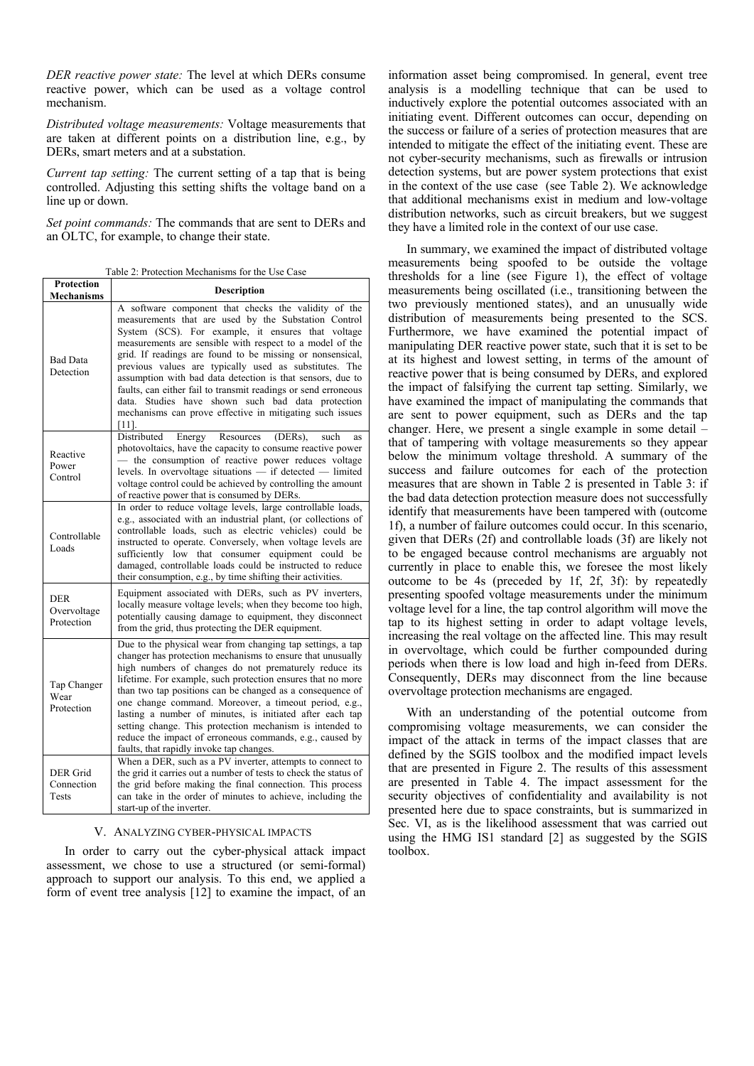*DER reactive power state:* The level at which DERs consume reactive power, which can be used as a voltage control mechanism.

*Distributed voltage measurements:* Voltage measurements that are taken at different points on a distribution line, e.g., by DERs, smart meters and at a substation.

*Current tap setting:* The current setting of a tap that is being controlled. Adjusting this setting shifts the voltage band on a line up or down.

*Set point commands:* The commands that are sent to DERs and an OLTC, for example, to change their state.

Table 2: Protection Mechanisms for the Use Case

| Protection Mechanisms | Description |
|---|---|
| Bad Data Detection | A software component that checks the validity of the measurements that are used by the Substation Control System (SCS). For example, it ensures that voltage measurements are sensible with respect to a model of the grid. If readings are found to be missing or nonsensical, previous values are typically used as substitutes. The assumption with bad data detection is that sensors, due to faults, can either fail to transmit readings or send erroneous data. Studies have shown such bad data protection mechanisms can prove effective in mitigating such issues [11]. |
| Reactive Power Control | Distributed Energy Resources (DERs), such as photovoltaics, have the capacity to consume reactive power — the consumption of reactive power reduces voltage levels. In overvoltage situations — if detected — limited voltage control could be achieved by controlling the amount of reactive power that is consumed by DERs. |
| Controllable Loads | In order to reduce voltage levels, large controllable loads, e.g., associated with an industrial plant, (or collections of controllable loads, such as electric vehicles) could be instructed to operate. Conversely, when voltage levels are sufficiently low that consumer equipment could be damaged, controllable loads could be instructed to reduce their consumption, e.g., by time shifting their activities. |
| DER Overvoltage Protection | Equipment associated with DERs, such as PV inverters, locally measure voltage levels; when they become too high, potentially causing damage to equipment, they disconnect from the grid, thus protecting the DER equipment. |
| Tap Changer Wear Protection | Due to the physical wear from changing tap settings, a tap changer has protection mechanisms to ensure that unusually high numbers of changes do not prematurely reduce its lifetime. For example, such protection ensures that no more than two tap positions can be changed as a consequence of one change command. Moreover, a timeout period, e.g., lasting a number of minutes, is initiated after each tap setting change. This protection mechanism is intended to reduce the impact of erroneous commands, e.g., caused by faults, that rapidly invoke tap changes. |
| DER Grid Connection Tests | When a DER, such as a PV inverter, attempts to connect to the grid it carries out a number of tests to check the status of the grid before making the final connection. This process can take in the order of minutes to achieve, including the start-up of the inverter. |

## V. ANALYZING CYBER-PHYSICAL IMPACTS

In order to carry out the cyber-physical attack impact assessment, we chose to use a structured (or semi-formal) approach to support our analysis. To this end, we applied a form of event tree analysis [12] to examine the impact, of an information asset being compromised. In general, event tree analysis is a modelling technique that can be used to inductively explore the potential outcomes associated with an initiating event. Different outcomes can occur, depending on the success or failure of a series of protection measures that are intended to mitigate the effect of the initiating event. These are not cyber-security mechanisms, such as firewalls or intrusion detection systems, but are power system protections that exist in the context of the use case (see Table 2). We acknowledge that additional mechanisms exist in medium and low-voltage distribution networks, such as circuit breakers, but we suggest they have a limited role in the context of our use case.

In summary, we examined the impact of distributed voltage measurements being spoofed to be outside the voltage thresholds for a line (see Figure 1), the effect of voltage measurements being oscillated (i.e., transitioning between the two previously mentioned states), and an unusually wide distribution of measurements being presented to the SCS. Furthermore, we have examined the potential impact of manipulating DER reactive power state, such that it is set to be at its highest and lowest setting, in terms of the amount of reactive power that is being consumed by DERs, and explored the impact of falsifying the current tap setting. Similarly, we have examined the impact of manipulating the commands that are sent to power equipment, such as DERs and the tap changer. Here, we present a single example in some detail – that of tampering with voltage measurements so they appear below the minimum voltage threshold. A summary of the success and failure outcomes for each of the protection measures that are shown in Table 2 is presented in Table 3: if the bad data detection protection measure does not successfully identify that measurements have been tampered with (outcome 1f), a number of failure outcomes could occur. In this scenario, given that DERs (2f) and controllable loads (3f) are likely not to be engaged because control mechanisms are arguably not currently in place to enable this, we foresee the most likely outcome to be 4s (preceded by 1f, 2f, 3f): by repeatedly presenting spoofed voltage measurements under the minimum voltage level for a line, the tap control algorithm will move the tap to its highest setting in order to adapt voltage levels, increasing the real voltage on the affected line. This may result in overvoltage, which could be further compounded during periods when there is low load and high in-feed from DERs. Consequently, DERs may disconnect from the line because overvoltage protection mechanisms are engaged.

With an understanding of the potential outcome from compromising voltage measurements, we can consider the impact of the attack in terms of the impact classes that are defined by the SGIS toolbox and the modified impact levels that are presented in Figure 2. The results of this assessment are presented in Table 4. The impact assessment for the security objectives of confidentiality and availability is not presented here due to space constraints, but is summarized in Sec. VI, as is the likelihood assessment that was carried out using the HMG IS1 standard [2] as suggested by the SGIS toolbox.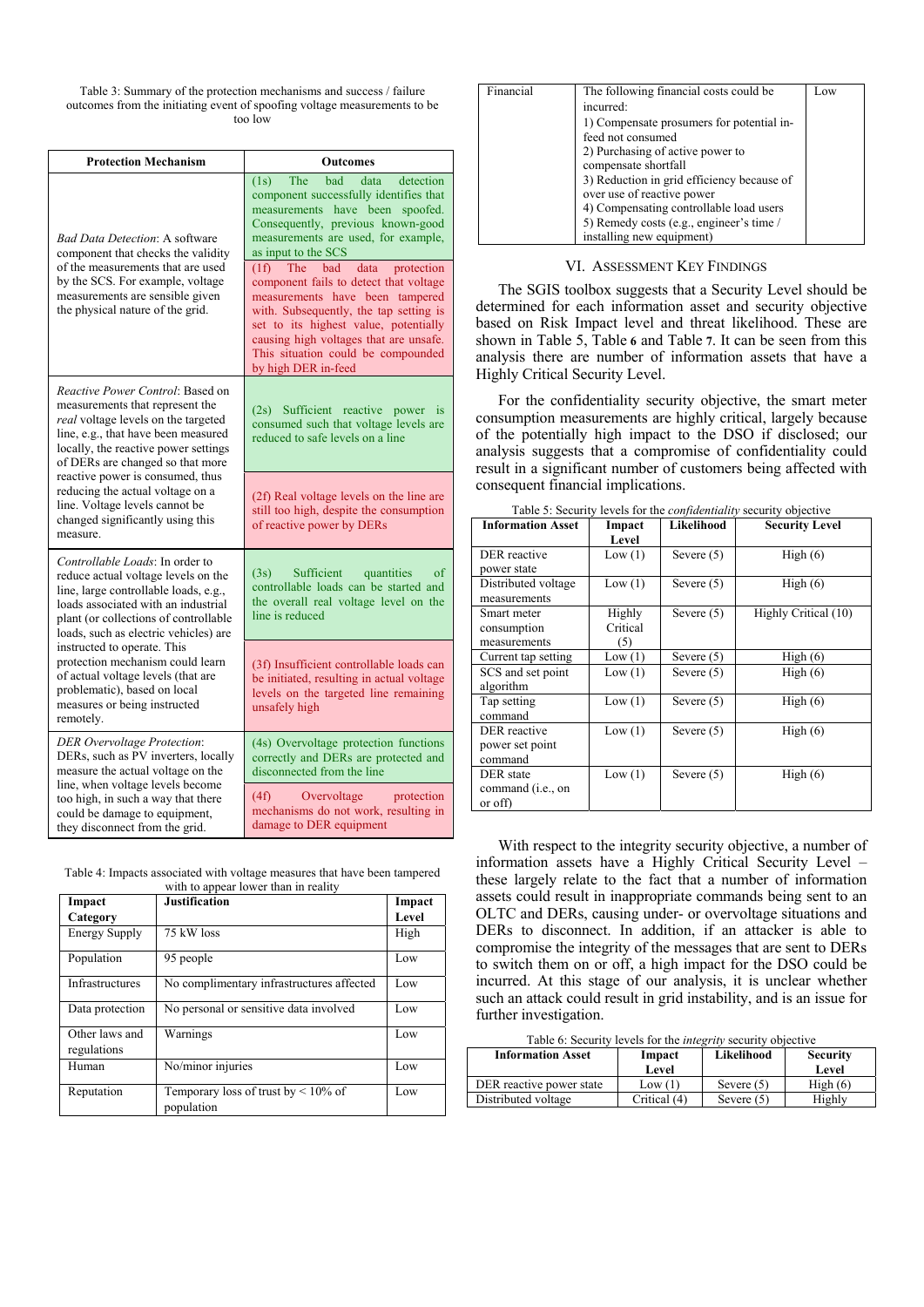Table 3: Summary of the protection mechanisms and success / failure outcomes from the initiating event of spoofing voltage measurements to be too low

| Protection Mechanism | Outcomes |
|---|---|
| *Bad Data Detection*: A software component that checks the validity of the measurements that are used by the SCS. For example, voltage measurements are sensible given the physical nature of the grid. | (1s) The bad data detection component successfully identifies that measurements have been spoofed. Consequently, previous known-good measurements are used, for example, as input to the SCS |
| | (1f) The bad data protection component fails to detect that voltage measurements have been tampered with. Subsequently, the tap setting is set to its highest value, potentially causing high voltages that are unsafe. This situation could be compounded by high DER in-feed |
| *Reactive Power Control*: Based on measurements that represent the *real* voltage levels on the targeted line, e.g., that have been measured locally, the reactive power settings of DERs are changed so that more reactive power is consumed, thus reducing the actual voltage on a line. Voltage levels cannot be changed significantly using this measure. | (2s) Sufficient reactive power is consumed such that voltage levels are reduced to safe levels on a line |
| | (2f) Real voltage levels on the line are still too high, despite the consumption of reactive power by DERs |
| *Controllable Loads*: In order to reduce actual voltage levels on the line, large controllable loads, e.g., loads associated with an industrial plant (or collections of controllable loads, such as electric vehicles) are instructed to operate. This protection mechanism could learn of actual voltage levels (that are problematic), based on local measures or being instructed remotely. | (3s) Sufficient quantities of controllable loads can be started and the overall real voltage level on the line is reduced |
| | (3f) Insufficient controllable loads can be initiated, resulting in actual voltage levels on the targeted line remaining unsafely high |
| *DER Overvoltage Protection*: DERs, such as PV inverters, locally measure the actual voltage on the line, when voltage levels become too high, in such a way that there could be damage to equipment, they disconnect from the grid. | (4s) Overvoltage protection functions correctly and DERs are protected and disconnected from the line |
| | (4f) Overvoltage protection mechanisms do not work, resulting in damage to DER equipment |

Table 4: Impacts associated with voltage measures that have been tampered with to appear lower than in reality

| Impact Category | Justification | Impact Level |
|---|---|---|
| Energy Supply | 75 kW loss | High |
| Population | 95 people | Low |
| Infrastructures | No complimentary infrastructures affected | Low |
| Data protection | No personal or sensitive data involved | Low |
| Other laws and regulations | Warnings | Low |
| Human | No/minor injuries | Low |
| Reputation | Temporary loss of trust by < 10% of population | Low |
| Financial | The following financial costs could be incurred:<br>1) Compensate prosumers for potential in-feed not consumed<br>2) Purchasing of active power to compensate shortfall<br>3) Reduction in grid efficiency because of over use of reactive power<br>4) Compensating controllable load users<br>5) Remedy costs (e.g., engineer's time / installing new equipment) | Low |

## VI. Assessment Key Findings

The SGIS toolbox suggests that a Security Level should be determined for each information asset and security objective based on Risk Impact level and threat likelihood. These are shown in Table 5, Table 6 and Table 7. It can be seen from this analysis there are number of information assets that have a Highly Critical Security Level.

For the confidentiality security objective, the smart meter consumption measurements are highly critical, largely because of the potentially high impact to the DSO if disclosed; our analysis suggests that a compromise of confidentiality could result in a significant number of customers being affected with consequent financial implications.

Table 5: Security levels for the *confidentiality* security objective

| Information Asset | Impact Level | Likelihood | Security Level |
|---|---|---|---|
| DER reactive power state | Low (1) | Severe (5) | High (6) |
| Distributed voltage measurements | Low (1) | Severe (5) | High (6) |
| Smart meter consumption measurements | Highly Critical (5) | Severe (5) | Highly Critical (10) |
| Current tap setting | Low (1) | Severe (5) | High (6) |
| SCS and set point algorithm | Low (1) | Severe (5) | High (6) |
| Tap setting command | Low (1) | Severe (5) | High (6) |
| DER reactive power set point command | Low (1) | Severe (5) | High (6) |
| DER state command (i.e., on or off) | Low (1) | Severe (5) | High (6) |

With respect to the integrity security objective, a number of information assets have a Highly Critical Security Level – these largely relate to the fact that a number of information assets could result in inappropriate commands being sent to an OLTC and DERs, causing under- or overvoltage situations and DERs to disconnect. In addition, if an attacker is able to compromise the integrity of the messages that are sent to DERs to switch them on or off, a high impact for the DSO could be incurred. At this stage of our analysis, it is unclear whether such an attack could result in grid instability, and is an issue for further investigation.

Table 6: Security levels for the *integrity* security objective

| Information Asset | Impact Level | Likelihood | Security Level |
|---|---|---|---|
| DER reactive power state | Low (1) | Severe (5) | High (6) |
| Distributed voltage | Critical (4) | Severe (5) | Highly |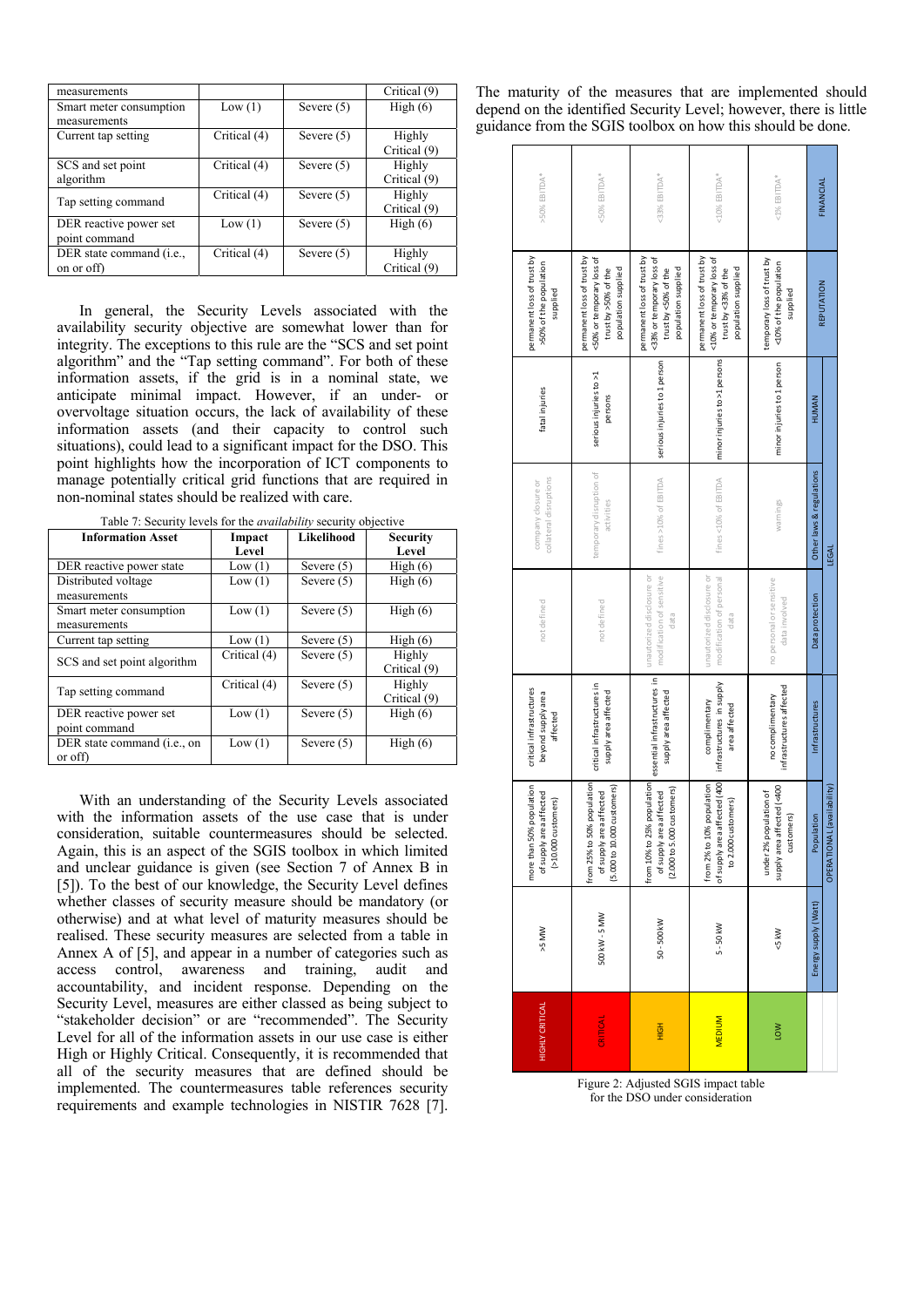| measurements | | | Critical (9) |
|---|---|---|---|
| Smart meter consumption measurements | Low (1) | Severe (5) | High (6) |
| Current tap setting | Critical (4) | Severe (5) | Highly Critical (9) |
| SCS and set point algorithm | Critical (4) | Severe (5) | Highly Critical (9) |
| Tap setting command | Critical (4) | Severe (5) | Highly Critical (9) |
| DER reactive power set point command | Low (1) | Severe (5) | High (6) |
| DER state command (i.e., on or off) | Critical (4) | Severe (5) | Highly Critical (9) |

In general, the Security Levels associated with the availability security objective are somewhat lower than for integrity. The exceptions to this rule are the "SCS and set point algorithm" and the "Tap setting command". For both of these information assets, if the grid is in a nominal state, we anticipate minimal impact. However, if an under- or overvoltage situation occurs, the lack of availability of these information assets (and their capacity to control such situations), could lead to a significant impact for the DSO. This point highlights how the incorporation of ICT components to manage potentially critical grid functions that are required in non-nominal states should be realized with care.

Table 7: Security levels for the *availability* security objective

| Information Asset | Impact Level | Likelihood | Security Level |
|---|---|---|---|
| DER reactive power state | Low (1) | Severe (5) | High (6) |
| Distributed voltage measurements | Low (1) | Severe (5) | High (6) |
| Smart meter consumption measurements | Low (1) | Severe (5) | High (6) |
| Current tap setting | Low (1) | Severe (5) | High (6) |
| SCS and set point algorithm | Critical (4) | Severe (5) | Highly Critical (9) |
| Tap setting command | Critical (4) | Severe (5) | Highly Critical (9) |
| DER reactive power set point command | Low (1) | Severe (5) | High (6) |
| DER state command (i.e., on or off) | Low (1) | Severe (5) | High (6) |

With an understanding of the Security Levels associated with the information assets of the use case that is under consideration, suitable countermeasures should be selected. Again, this is an aspect of the SGIS toolbox in which limited and unclear guidance is given (see Section 7 of Annex B in [5]). To the best of our knowledge, the Security Level defines whether classes of security measure should be mandatory (or otherwise) and at what level of maturity measures should be realised. These security measures are selected from a table in Annex A of [5], and appear in a number of categories such as access control, awareness and training, audit and accountability, and incident response. Depending on the Security Level, measures are either classed as being subject to "stakeholder decision" or are "recommended". The Security Level for all of the information assets in our use case is either High or Highly Critical. Consequently, it is recommended that all of the security measures that are defined should be implemented. The countermeasures table references security requirements and example technologies in NISTIR 7628 [7].

The maturity of the measures that are implemented should depend on the identified Security Level; however, there is little guidance from the SGIS toolbox on how this should be done.

| | OPERATIONAL (availability) | | | LEGAL | | HUMAN | REPUTATION | FINANCIAL |
|---|---|---|---|---|---|---|---|---|
| | Energy supply (Watt) | Population | Infrastructures | Data protection | Other laws & regulations | | | |
| HIGHLY CRITICAL | >5 MW | more than 50% population of supply area affected (>10.000 customers) | critical infrastructures beyond supply area affected | not defined | company closure or collateral disruptions | fatal injuries | permanent loss of trust by >50% of the population supplied | >50% EBITDA* |
| CRITICAL | 500 kW - 5 MW | from 25% to 50% population of supply area affected (5.000 to 10.000 customers) | critical infrastructures in supply area affected | not defined | temporary disruption of activities | serious injuries to >1 persons | permanent loss of trust by <50% or temporary loss of trust by >50% of the population supplied | <50% EBITDA* |
| HIGH | 50 - 500 kW | from 10% to 25% population of supply area affected (2.000 to 5.000 customers) | essential infrastructures in supply area affected | unauthorized disclosure or modification of sensitive data | fines >10% of EBITDA | serious injuries to 1 person | permanent loss of trust by <33% or temporary loss of trust by <50% of the population supplied | <33% EBITDA* |
| MEDIUM | 5 - 50 kW | from 2% to 10% population of supply area affected (400 to 2.000 customers) | complimentary infrastructures in supply area affected | unauthorized disclosure or modification of personal data | fines <10% of EBITDA | minor injuries to >1 persons | permanent loss of trust by <10% or temporary loss of trust by <33% of the population supplied | <10% EBITDA* |
| LOW | <5 kW | under 2% population of supply area affected (<400 customers) | no complimentary infrastructures affected | no personal or sensitive data involved | warnings | minor injuries to 1 person | temporary loss of trust by <10% of the population supplied | <3% EBITDA* |

Figure 2: Adjusted SGIS impact table for the DSO under consideration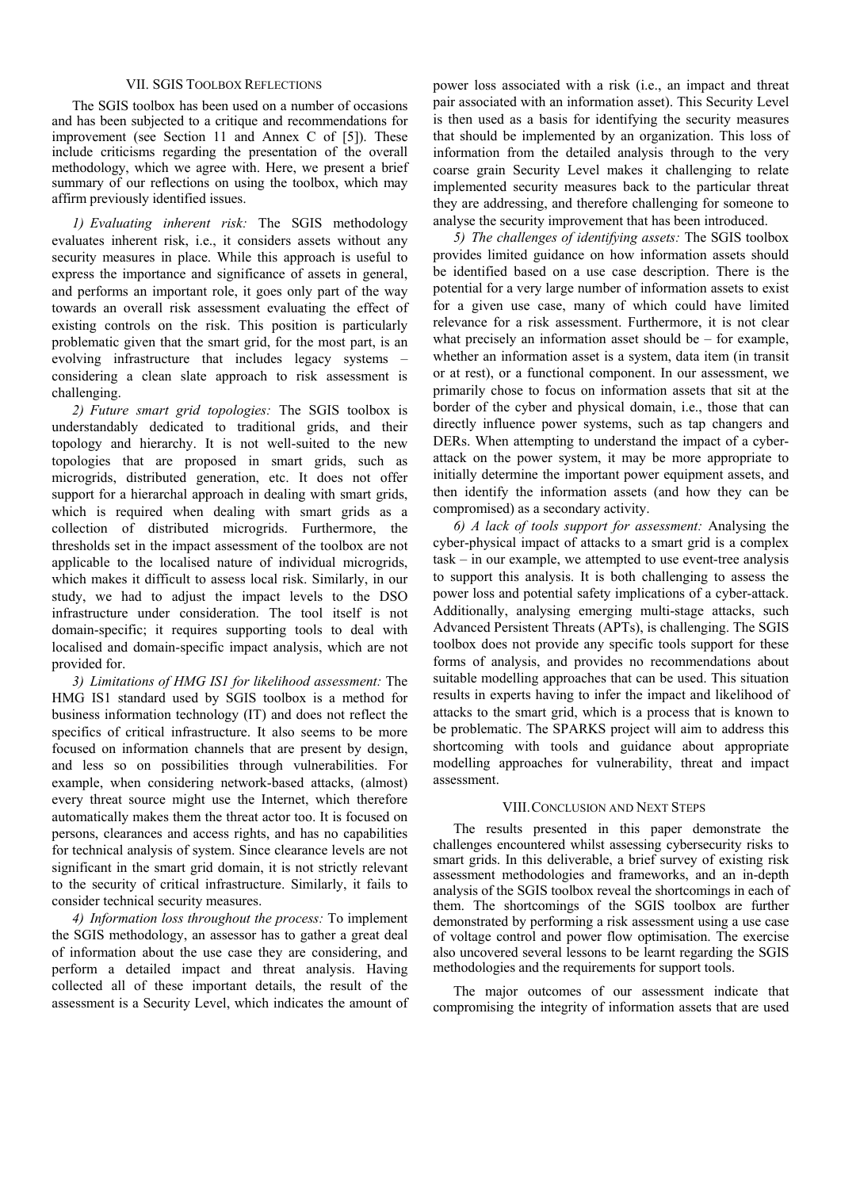## VII. SGIS Toolbox Reflections

The SGIS toolbox has been used on a number of occasions and has been subjected to a critique and recommendations for improvement (see Section 11 and Annex C of [5]). These include criticisms regarding the presentation of the overall methodology, which we agree with. Here, we present a brief summary of our reflections on using the toolbox, which may affirm previously identified issues.

*1) Evaluating inherent risk:* The SGIS methodology evaluates inherent risk, i.e., it considers assets without any security measures in place. While this approach is useful to express the importance and significance of assets in general, and performs an important role, it goes only part of the way towards an overall risk assessment evaluating the effect of existing controls on the risk. This position is particularly problematic given that the smart grid, for the most part, is an evolving infrastructure that includes legacy systems – considering a clean slate approach to risk assessment is challenging.

*2) Future smart grid topologies:* The SGIS toolbox is understandably dedicated to traditional grids, and their topology and hierarchy. It is not well-suited to the new topologies that are proposed in smart grids, such as microgrids, distributed generation, etc. It does not offer support for a hierarchal approach in dealing with smart grids, which is required when dealing with smart grids as a collection of distributed microgrids. Furthermore, the thresholds set in the impact assessment of the toolbox are not applicable to the localised nature of individual microgrids, which makes it difficult to assess local risk. Similarly, in our study, we had to adjust the impact levels to the DSO infrastructure under consideration. The tool itself is not domain-specific; it requires supporting tools to deal with localised and domain-specific impact analysis, which are not provided for.

*3) Limitations of HMG IS1 for likelihood assessment:* The HMG IS1 standard used by SGIS toolbox is a method for business information technology (IT) and does not reflect the specifics of critical infrastructure. It also seems to be more focused on information channels that are present by design, and less so on possibilities through vulnerabilities. For example, when considering network-based attacks, (almost) every threat source might use the Internet, which therefore automatically makes them the threat actor too. It is focused on persons, clearances and access rights, and has no capabilities for technical analysis of system. Since clearance levels are not significant in the smart grid domain, it is not strictly relevant to the security of critical infrastructure. Similarly, it fails to consider technical security measures.

*4) Information loss throughout the process:* To implement the SGIS methodology, an assessor has to gather a great deal of information about the use case they are considering, and perform a detailed impact and threat analysis. Having collected all of these important details, the result of the assessment is a Security Level, which indicates the amount of power loss associated with a risk (i.e., an impact and threat pair associated with an information asset). This Security Level is then used as a basis for identifying the security measures that should be implemented by an organization. This loss of information from the detailed analysis through to the very coarse grain Security Level makes it challenging to relate implemented security measures back to the particular threat they are addressing, and therefore challenging for someone to analyse the security improvement that has been introduced.

*5) The challenges of identifying assets:* The SGIS toolbox provides limited guidance on how information assets should be identified based on a use case description. There is the potential for a very large number of information assets to exist for a given use case, many of which could have limited relevance for a risk assessment. Furthermore, it is not clear what precisely an information asset should be – for example, whether an information asset is a system, data item (in transit or at rest), or a functional component. In our assessment, we primarily chose to focus on information assets that sit at the border of the cyber and physical domain, i.e., those that can directly influence power systems, such as tap changers and DERs. When attempting to understand the impact of a cyber-attack on the power system, it may be more appropriate to initially determine the important power equipment assets, and then identify the information assets (and how they can be compromised) as a secondary activity.

*6) A lack of tools support for assessment:* Analysing the cyber-physical impact of attacks to a smart grid is a complex task – in our example, we attempted to use event-tree analysis to support this analysis. It is both challenging to assess the power loss and potential safety implications of a cyber-attack. Additionally, analysing emerging multi-stage attacks, such Advanced Persistent Threats (APTs), is challenging. The SGIS toolbox does not provide any specific tools support for these forms of analysis, and provides no recommendations about suitable modelling approaches that can be used. This situation results in experts having to infer the impact and likelihood of attacks to the smart grid, which is a process that is known to be problematic. The SPARKS project will aim to address this shortcoming with tools and guidance about appropriate modelling approaches for vulnerability, threat and impact assessment.

## VIII. Conclusion and Next Steps

The results presented in this paper demonstrate the challenges encountered whilst assessing cybersecurity risks to smart grids. In this deliverable, a brief survey of existing risk assessment methodologies and frameworks, and an in-depth analysis of the SGIS toolbox reveal the shortcomings in each of them. The shortcomings of the SGIS toolbox are further demonstrated by performing a risk assessment using a use case of voltage control and power flow optimisation. The exercise also uncovered several lessons to be learnt regarding the SGIS methodologies and the requirements for support tools.

The major outcomes of our assessment indicate that compromising the integrity of information assets that are used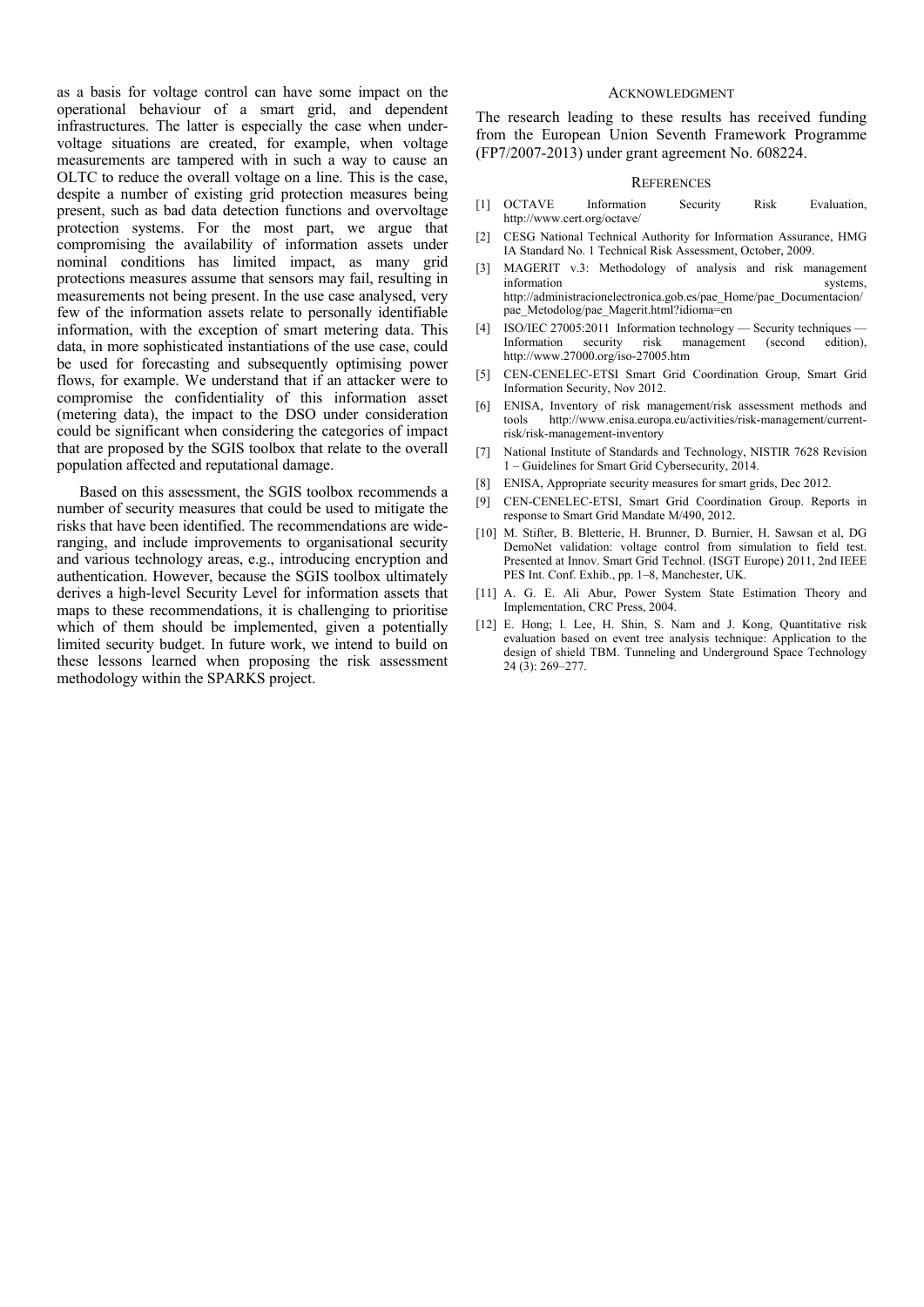as a basis for voltage control can have some impact on the operational behaviour of a smart grid, and dependent infrastructures. The latter is especially the case when under-voltage situations are created, for example, when voltage measurements are tampered with in such a way to cause an OLTC to reduce the overall voltage on a line. This is the case, despite a number of existing grid protection measures being present, such as bad data detection functions and overvoltage protection systems. For the most part, we argue that compromising the availability of information assets under nominal conditions has limited impact, as many grid protections measures assume that sensors may fail, resulting in measurements not being present. In the use case analysed, very few of the information assets relate to personally identifiable information, with the exception of smart metering data. This data, in more sophisticated instantiations of the use case, could be used for forecasting and subsequently optimising power flows, for example. We understand that if an attacker were to compromise the confidentiality of this information asset (metering data), the impact to the DSO under consideration could be significant when considering the categories of impact that are proposed by the SGIS toolbox that relate to the overall population affected and reputational damage.

Based on this assessment, the SGIS toolbox recommends a number of security measures that could be used to mitigate the risks that have been identified. The recommendations are wide-ranging, and include improvements to organisational security and various technology areas, e.g., introducing encryption and authentication. However, because the SGIS toolbox ultimately derives a high-level Security Level for information assets that maps to these recommendations, it is challenging to prioritise which of them should be implemented, given a potentially limited security budget. In future work, we intend to build on these lessons learned when proposing the risk assessment methodology within the SPARKS project.

## Acknowledgment

The research leading to these results has received funding from the European Union Seventh Framework Programme (FP7/2007-2013) under grant agreement No. 608224.

## References

[1] OCTAVE Information Security Risk Evaluation, http://www.cert.org/octave/

[2] CESG National Technical Authority for Information Assurance, HMG IA Standard No. 1 Technical Risk Assessment, October, 2009.

[3] MAGERIT v.3: Methodology of analysis and risk management information systems, http://administracionelectronica.gob.es/pae_Home/pae_Documentacion/pae_Metodolog/pae_Magerit.html?idioma=en

[4] ISO/IEC 27005:2011 Information technology — Security techniques — Information security risk management (second edition), http://www.27000.org/iso-27005.htm

[5] CEN-CENELEC-ETSI Smart Grid Coordination Group, Smart Grid Information Security, Nov 2012.

[6] ENISA, Inventory of risk management/risk assessment methods and tools http://www.enisa.europa.eu/activities/risk-management/current-risk/risk-management-inventory

[7] National Institute of Standards and Technology, NISTIR 7628 Revision 1 – Guidelines for Smart Grid Cybersecurity, 2014.

[8] ENISA, Appropriate security measures for smart grids, Dec 2012.

[9] CEN-CENELEC-ETSI, Smart Grid Coordination Group. Reports in response to Smart Grid Mandate M/490, 2012.

[10] M. Stifter, B. Bletterie, H. Brunner, D. Burnier, H. Sawsan et al, DG DemoNet validation: voltage control from simulation to field test. Presented at Innov. Smart Grid Technol. (ISGT Europe) 2011, 2nd IEEE PES Int. Conf. Exhib., pp. 1–8, Manchester, UK.

[11] A. G. E. Ali Abur, Power System State Estimation Theory and Implementation, CRC Press, 2004.

[12] E. Hong; I. Lee, H. Shin, S. Nam and J. Kong, Quantitative risk evaluation based on event tree analysis technique: Application to the design of shield TBM. Tunneling and Underground Space Technology 24 (3): 269–277.